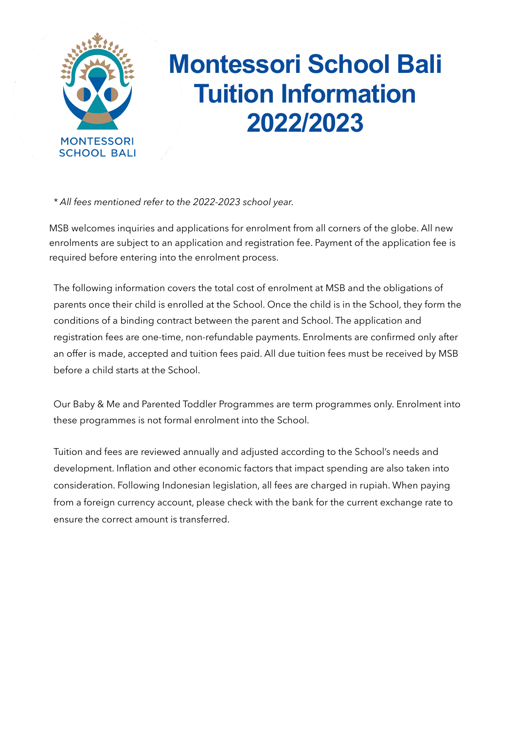# Montessori School Bali Tuition Information 2022/2023

*\* All fees mentioned refer to the 2022-2023 school year.*

MSB welcomes inquiries and applications for enrolment from all corners of the globe. All new enrolments are subject to an application and registration fee. Payment of the application fee is required before entering into the enrolment process.

The following information covers the total cost of enrolment at MSB and the obligations of parents once their child is enrolled at the School. Once the child is in the School, they form the conditions of a binding contract between the parent and School. The application and registration fees are one-time, non-refundable payments. Enrolments are confirmed only after an offer is made, accepted and tuition fees paid. All due tuition fees must be received by MSB before a child starts at the School.

Our Baby & Me and Parented Toddler Programmes are term programmes only. Enrolment into these programmes is not formal enrolment into the School.

Tuition and fees are reviewed annually and adjusted according to the School's needs and development. Inflation and other economic factors that impact spending are also taken into consideration. Following Indonesian legislation, all fees are charged in rupiah. When paying from a foreign currency account, please check with the bank for the current exchange rate to ensure the correct amount is transferred.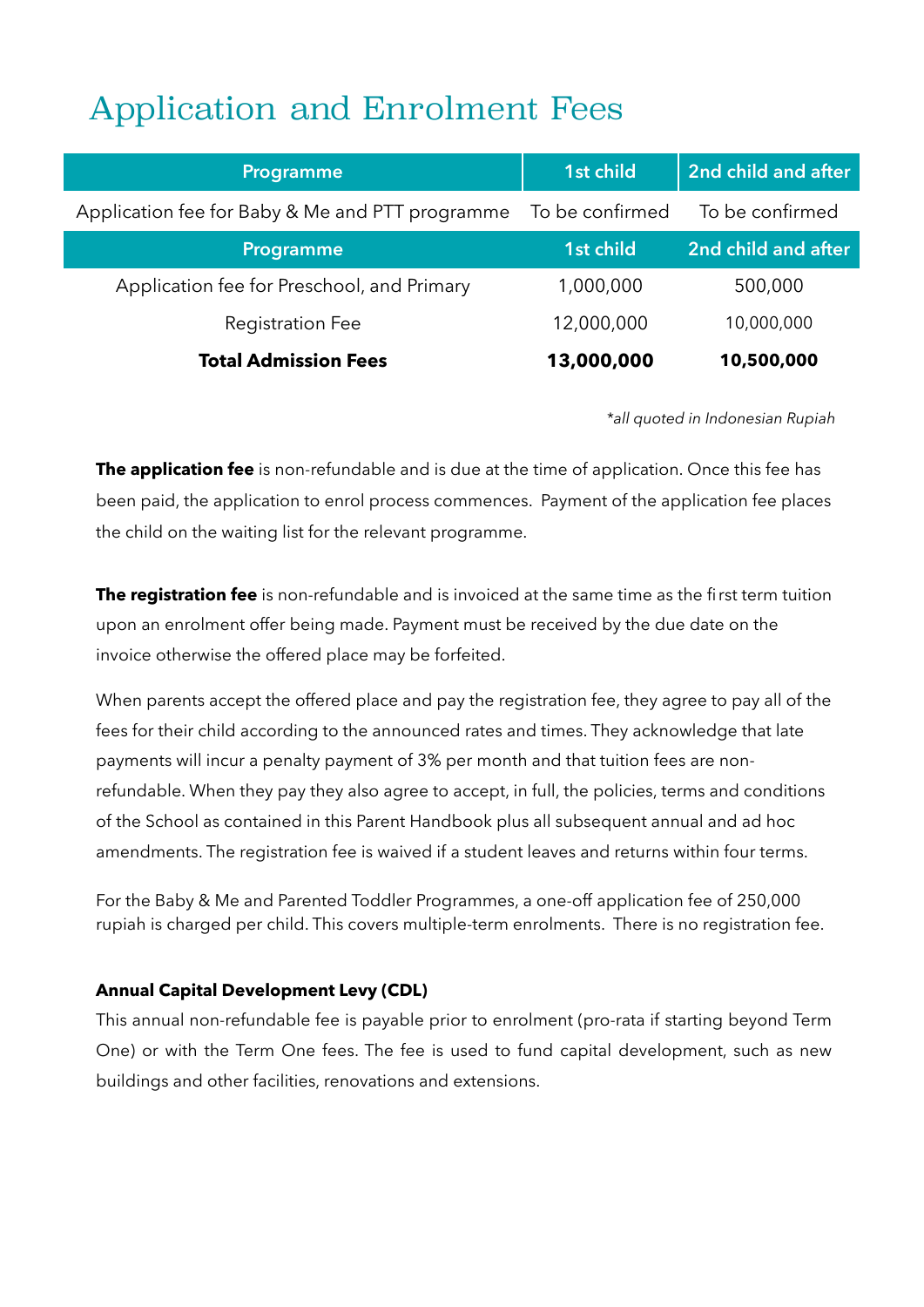# Application and Enrolment Fees

| Programme | 1st child | 2nd child and after |
|---|---|---|
| Application fee for Baby & Me and PTT programme | To be confirmed | To be confirmed |
| **Programme** | **1st child** | **2nd child and after** |
| Application fee for Preschool, and Primary | 1,000,000 | 500,000 |
| Registration Fee | 12,000,000 | 10,000,000 |
| **Total Admission Fees** | **13,000,000** | **10,500,000** |

*\*all quoted in Indonesian Rupiah*

**The application fee** is non-refundable and is due at the time of application. Once this fee has been paid, the application to enrol process commences. Payment of the application fee places the child on the waiting list for the relevant programme.

**The registration fee** is non-refundable and is invoiced at the same time as the first term tuition upon an enrolment offer being made. Payment must be received by the due date on the invoice otherwise the offered place may be forfeited.

When parents accept the offered place and pay the registration fee, they agree to pay all of the fees for their child according to the announced rates and times. They acknowledge that late payments will incur a penalty payment of 3% per month and that tuition fees are non-refundable. When they pay they also agree to accept, in full, the policies, terms and conditions of the School as contained in this Parent Handbook plus all subsequent annual and ad hoc amendments. The registration fee is waived if a student leaves and returns within four terms.

For the Baby & Me and Parented Toddler Programmes, a one-off application fee of 250,000 rupiah is charged per child. This covers multiple-term enrolments. There is no registration fee.

**Annual Capital Development Levy (CDL)**

This annual non-refundable fee is payable prior to enrolment (pro-rata if starting beyond Term One) or with the Term One fees. The fee is used to fund capital development, such as new buildings and other facilities, renovations and extensions.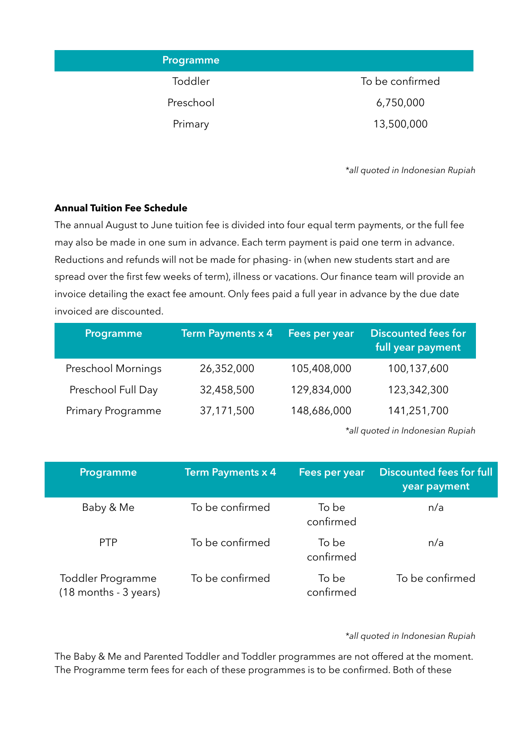| Programme | |
|---|---|
| Toddler | To be confirmed |
| Preschool | 6,750,000 |
| Primary | 13,500,000 |

*all quoted in Indonesian Rupiah

**Annual Tuition Fee Schedule**

The annual August to June tuition fee is divided into four equal term payments, or the full fee may also be made in one sum in advance. Each term payment is paid one term in advance. Reductions and refunds will not be made for phasing- in (when new students start and are spread over the first few weeks of term), illness or vacations. Our finance team will provide an invoice detailing the exact fee amount. Only fees paid a full year in advance by the due date invoiced are discounted.

| Programme | Term Payments x 4 | Fees per year | Discounted fees for full year payment |
|---|---|---|---|
| Preschool Mornings | 26,352,000 | 105,408,000 | 100,137,600 |
| Preschool Full Day | 32,458,500 | 129,834,000 | 123,342,300 |
| Primary Programme | 37,171,500 | 148,686,000 | 141,251,700 |

*all quoted in Indonesian Rupiah

| Programme | Term Payments x 4 | Fees per year | Discounted fees for full year payment |
|---|---|---|---|
| Baby & Me | To be confirmed | To be confirmed | n/a |
| PTP | To be confirmed | To be confirmed | n/a |
| Toddler Programme (18 months - 3 years) | To be confirmed | To be confirmed | To be confirmed |

*all quoted in Indonesian Rupiah

The Baby & Me and Parented Toddler and Toddler programmes are not offered at the moment. The Programme term fees for each of these programmes is to be confirmed. Both of these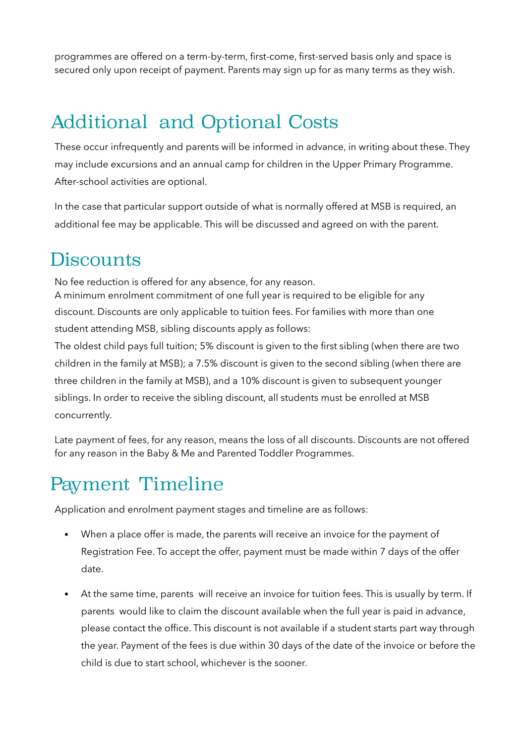programmes are offered on a term-by-term, first-come, first-served basis only and space is secured only upon receipt of payment. Parents may sign up for as many terms as they wish.

# Additional and Optional Costs

These occur infrequently and parents will be informed in advance, in writing about these. They may include excursions and an annual camp for children in the Upper Primary Programme. After-school activities are optional.

In the case that particular support outside of what is normally offered at MSB is required, an additional fee may be applicable. This will be discussed and agreed on with the parent.

# Discounts

No fee reduction is offered for any absence, for any reason.
A minimum enrolment commitment of one full year is required to be eligible for any discount. Discounts are only applicable to tuition fees. For families with more than one student attending MSB, sibling discounts apply as follows:
The oldest child pays full tuition; 5% discount is given to the first sibling (when there are two children in the family at MSB); a 7.5% discount is given to the second sibling (when there are three children in the family at MSB), and a 10% discount is given to subsequent younger siblings. In order to receive the sibling discount, all students must be enrolled at MSB concurrently.

Late payment of fees, for any reason, means the loss of all discounts. Discounts are not offered for any reason in the Baby & Me and Parented Toddler Programmes.

# Payment Timeline

Application and enrolment payment stages and timeline are as follows:

- When a place offer is made, the parents will receive an invoice for the payment of Registration Fee. To accept the offer, payment must be made within 7 days of the offer date.
- At the same time, parents will receive an invoice for tuition fees. This is usually by term. If parents would like to claim the discount available when the full year is paid in advance, please contact the office. This discount is not available if a student starts part way through the year. Payment of the fees is due within 30 days of the date of the invoice or before the child is due to start school, whichever is the sooner.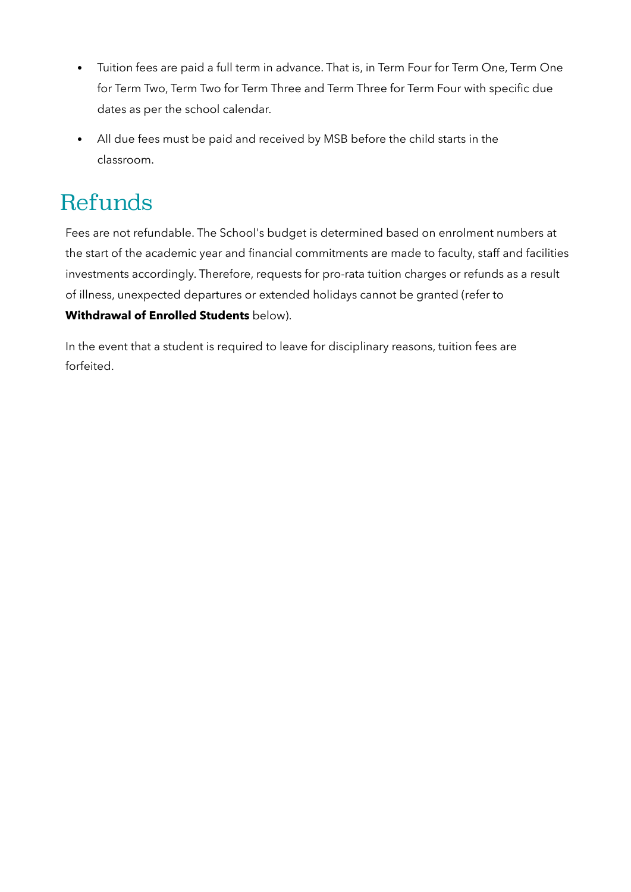- Tuition fees are paid a full term in advance. That is, in Term Four for Term One, Term One for Term Two, Term Two for Term Three and Term Three for Term Four with specific due dates as per the school calendar.
- All due fees must be paid and received by MSB before the child starts in the classroom.

## Refunds

Fees are not refundable. The School's budget is determined based on enrolment numbers at the start of the academic year and financial commitments are made to faculty, staff and facilities investments accordingly. Therefore, requests for pro-rata tuition charges or refunds as a result of illness, unexpected departures or extended holidays cannot be granted (refer to **Withdrawal of Enrolled Students** below).

In the event that a student is required to leave for disciplinary reasons, tuition fees are forfeited.